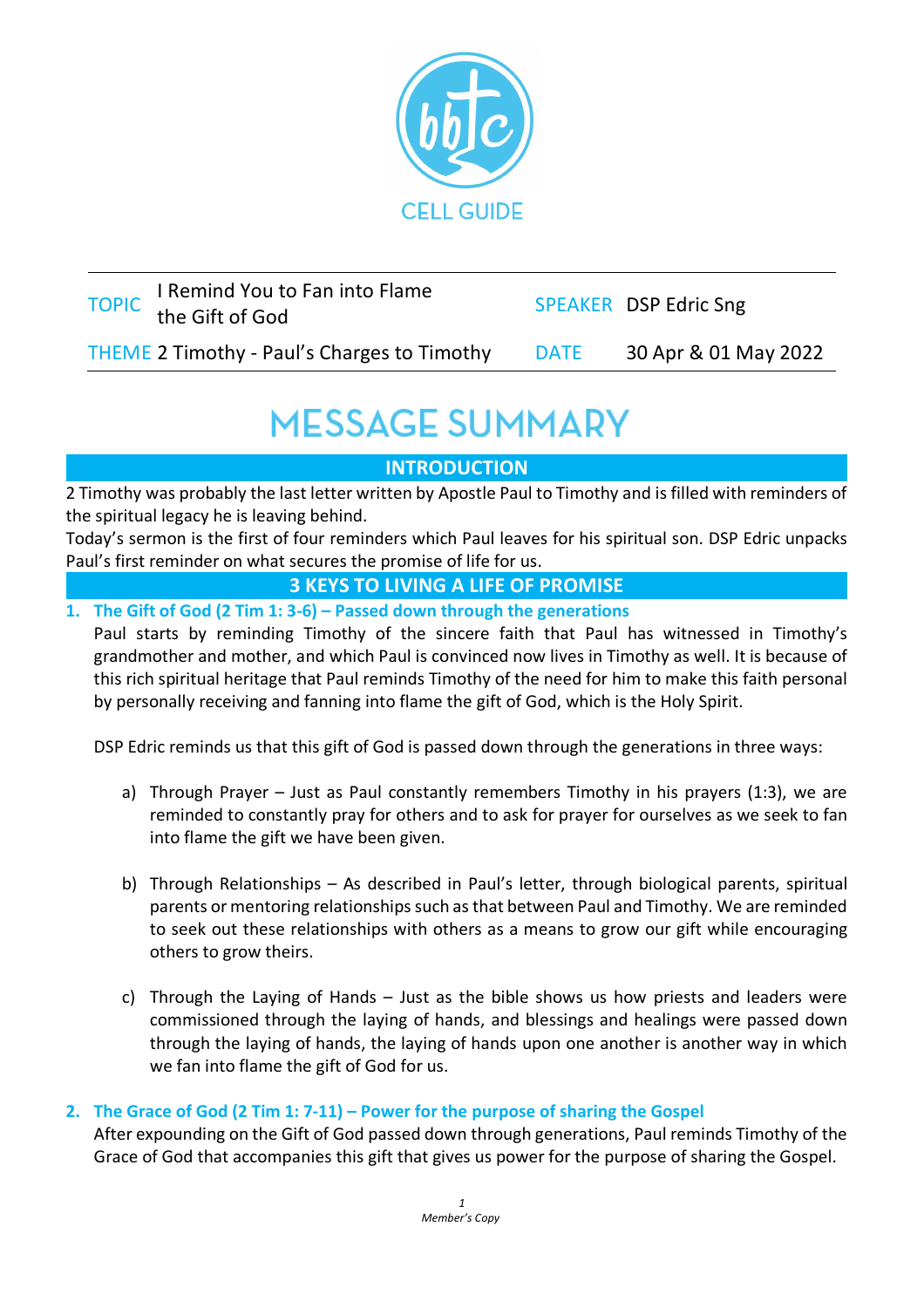CELL GUIDE

| TOPIC | I Remind You to Fan into Flame the Gift of God | SPEAKER | DSP Edric Sng |
|---|---|---|---|
| THEME | 2 Timothy - Paul's Charges to Timothy | DATE | 30 Apr & 01 May 2022 |

# MESSAGE SUMMARY

## INTRODUCTION

2 Timothy was probably the last letter written by Apostle Paul to Timothy and is filled with reminders of the spiritual legacy he is leaving behind.

Today's sermon is the first of four reminders which Paul leaves for his spiritual son. DSP Edric unpacks Paul's first reminder on what secures the promise of life for us.

## 3 KEYS TO LIVING A LIFE OF PROMISE

1. **The Gift of God (2 Tim 1: 3-6) – Passed down through the generations**

   Paul starts by reminding Timothy of the sincere faith that Paul has witnessed in Timothy's grandmother and mother, and which Paul is convinced now lives in Timothy as well. It is because of this rich spiritual heritage that Paul reminds Timothy of the need for him to make this faith personal by personally receiving and fanning into flame the gift of God, which is the Holy Spirit.

   DSP Edric reminds us that this gift of God is passed down through the generations in three ways:

   a) Through Prayer – Just as Paul constantly remembers Timothy in his prayers (1:3), we are reminded to constantly pray for others and to ask for prayer for ourselves as we seek to fan into flame the gift we have been given.

   b) Through Relationships – As described in Paul's letter, through biological parents, spiritual parents or mentoring relationships such as that between Paul and Timothy. We are reminded to seek out these relationships with others as a means to grow our gift while encouraging others to grow theirs.

   c) Through the Laying of Hands – Just as the bible shows us how priests and leaders were commissioned through the laying of hands, and blessings and healings were passed down through the laying of hands, the laying of hands upon one another is another way in which we fan into flame the gift of God for us.

2. **The Grace of God (2 Tim 1: 7-11) – Power for the purpose of sharing the Gospel**

   After expounding on the Gift of God passed down through generations, Paul reminds Timothy of the Grace of God that accompanies this gift that gives us power for the purpose of sharing the Gospel.

*Member's Copy*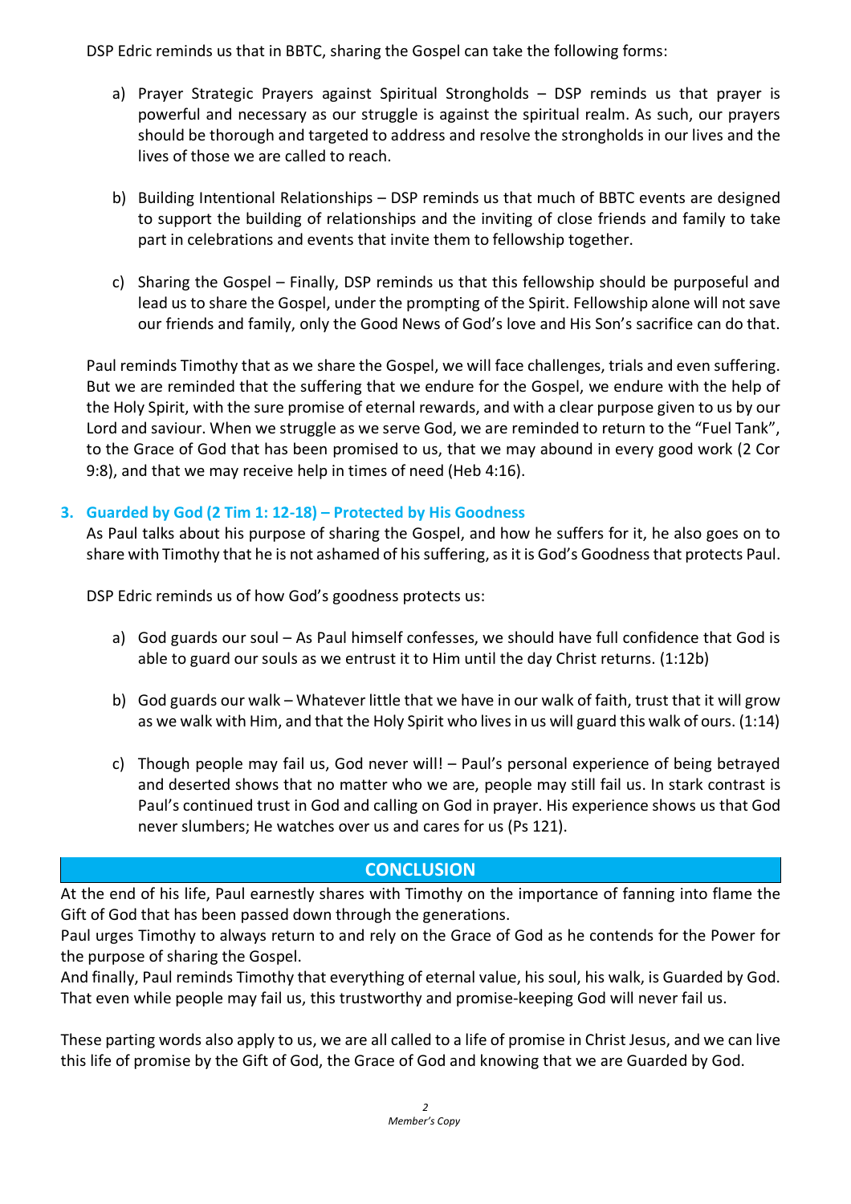DSP Edric reminds us that in BBTC, sharing the Gospel can take the following forms:

a) Prayer Strategic Prayers against Spiritual Strongholds – DSP reminds us that prayer is powerful and necessary as our struggle is against the spiritual realm. As such, our prayers should be thorough and targeted to address and resolve the strongholds in our lives and the lives of those we are called to reach.

b) Building Intentional Relationships – DSP reminds us that much of BBTC events are designed to support the building of relationships and the inviting of close friends and family to take part in celebrations and events that invite them to fellowship together.

c) Sharing the Gospel – Finally, DSP reminds us that this fellowship should be purposeful and lead us to share the Gospel, under the prompting of the Spirit. Fellowship alone will not save our friends and family, only the Good News of God's love and His Son's sacrifice can do that.

Paul reminds Timothy that as we share the Gospel, we will face challenges, trials and even suffering. But we are reminded that the suffering that we endure for the Gospel, we endure with the help of the Holy Spirit, with the sure promise of eternal rewards, and with a clear purpose given to us by our Lord and saviour. When we struggle as we serve God, we are reminded to return to the "Fuel Tank", to the Grace of God that has been promised to us, that we may abound in every good work (2 Cor 9:8), and that we may receive help in times of need (Heb 4:16).

### 3. Guarded by God (2 Tim 1: 12-18) – Protected by His Goodness

As Paul talks about his purpose of sharing the Gospel, and how he suffers for it, he also goes on to share with Timothy that he is not ashamed of his suffering, as it is God's Goodness that protects Paul.

DSP Edric reminds us of how God's goodness protects us:

a) God guards our soul – As Paul himself confesses, we should have full confidence that God is able to guard our souls as we entrust it to Him until the day Christ returns. (1:12b)

b) God guards our walk – Whatever little that we have in our walk of faith, trust that it will grow as we walk with Him, and that the Holy Spirit who lives in us will guard this walk of ours. (1:14)

c) Though people may fail us, God never will! – Paul's personal experience of being betrayed and deserted shows that no matter who we are, people may still fail us. In stark contrast is Paul's continued trust in God and calling on God in prayer. His experience shows us that God never slumbers; He watches over us and cares for us (Ps 121).

## CONCLUSION

At the end of his life, Paul earnestly shares with Timothy on the importance of fanning into flame the Gift of God that has been passed down through the generations.

Paul urges Timothy to always return to and rely on the Grace of God as he contends for the Power for the purpose of sharing the Gospel.

And finally, Paul reminds Timothy that everything of eternal value, his soul, his walk, is Guarded by God. That even while people may fail us, this trustworthy and promise-keeping God will never fail us.

These parting words also apply to us, we are all called to a life of promise in Christ Jesus, and we can live this life of promise by the Gift of God, the Grace of God and knowing that we are Guarded by God.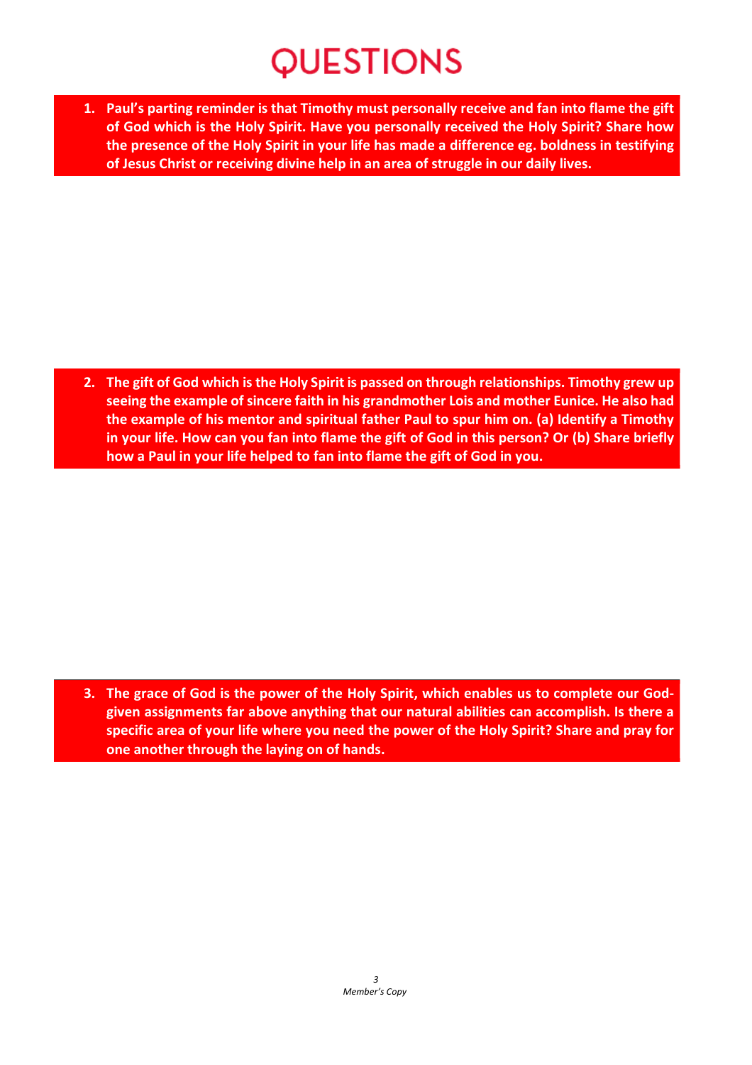# QUESTIONS

1. **Paul's parting reminder is that Timothy must personally receive and fan into flame the gift of God which is the Holy Spirit. Have you personally received the Holy Spirit? Share how the presence of the Holy Spirit in your life has made a difference eg. boldness in testifying of Jesus Christ or receiving divine help in an area of struggle in our daily lives.**

2. **The gift of God which is the Holy Spirit is passed on through relationships. Timothy grew up seeing the example of sincere faith in his grandmother Lois and mother Eunice. He also had the example of his mentor and spiritual father Paul to spur him on. (a) Identify a Timothy in your life. How can you fan into flame the gift of God in this person? Or (b) Share briefly how a Paul in your life helped to fan into flame the gift of God in you.**

3. **The grace of God is the power of the Holy Spirit, which enables us to complete our God-given assignments far above anything that our natural abilities can accomplish. Is there a specific area of your life where you need the power of the Holy Spirit? Share and pray for one another through the laying on of hands.**

*Member's Copy*